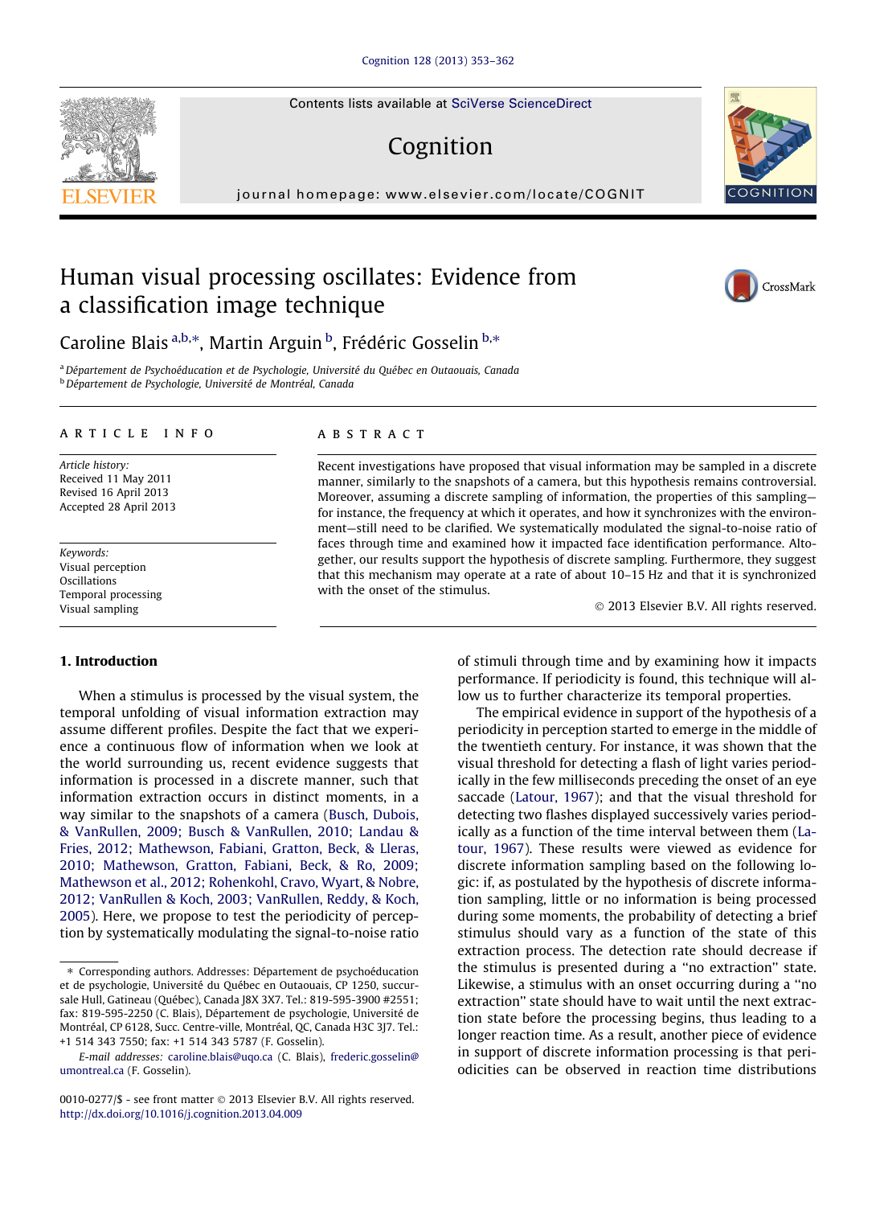# Human visual processing oscillates: Evidence from a classification image technique

Caroline Blais [a,b,*], Martin Arguin [b], Frédéric Gosselin [b,*]

[a] Département de Psychoéducation et de Psychologie, Université du Québec en Outaouais, Canada
[b] Département de Psychologie, Université de Montréal, Canada

## ARTICLE INFO

*Article history:*
Received 11 May 2011
Revised 16 April 2013
Accepted 28 April 2013

*Keywords:*
Visual perception
Oscillations
Temporal processing
Visual sampling

## ABSTRACT

Recent investigations have proposed that visual information may be sampled in a discrete manner, similarly to the snapshots of a camera, but this hypothesis remains controversial. Moreover, assuming a discrete sampling of information, the properties of this sampling—for instance, the frequency at which it operates, and how it synchronizes with the environment—still need to be clarified. We systematically modulated the signal-to-noise ratio of faces through time and examined how it impacted face identification performance. Altogether, our results support the hypothesis of discrete sampling. Furthermore, they suggest that this mechanism may operate at a rate of about 10–15 Hz and that it is synchronized with the onset of the stimulus.

© 2013 Elsevier B.V. All rights reserved.

## 1. Introduction

When a stimulus is processed by the visual system, the temporal unfolding of visual information extraction may assume different profiles. Despite the fact that we experience a continuous flow of information when we look at the world surrounding us, recent evidence suggests that information is processed in a discrete manner, such that information extraction occurs in distinct moments, in a way similar to the snapshots of a camera (Busch, Dubois, & VanRullen, 2009; Busch & VanRullen, 2010; Landau & Fries, 2012; Mathewson, Fabiani, Gratton, Beck, & Lleras, 2010; Mathewson, Gratton, Fabiani, Beck, & Ro, 2009; Mathewson et al., 2012; Rohenkohl, Cravo, Wyart, & Nobre, 2012; VanRullen & Koch, 2003; VanRullen, Reddy, & Koch, 2005). Here, we propose to test the periodicity of perception by systematically modulating the signal-to-noise ratio of stimuli through time and by examining how it impacts performance. If periodicity is found, this technique will allow us to further characterize its temporal properties.

The empirical evidence in support of the hypothesis of a periodicity in perception started to emerge in the middle of the twentieth century. For instance, it was shown that the visual threshold for detecting a flash of light varies periodically in the few milliseconds preceding the onset of an eye saccade (Latour, 1967); and that the visual threshold for detecting two flashes displayed successively varies periodically as a function of the time interval between them (Latour, 1967). These results were viewed as evidence for discrete information sampling based on the following logic: if, as postulated by the hypothesis of discrete information sampling, little or no information is being processed during some moments, the probability of detecting a brief stimulus should vary as a function of the state of this extraction process. The detection rate should decrease if the stimulus is presented during a "no extraction" state. Likewise, a stimulus with an onset occurring during a "no extraction" state should have to wait until the next extraction state before the processing begins, thus leading to a longer reaction time. As a result, another piece of evidence in support of discrete information processing is that periodicities can be observed in reaction time distributions

---

* Corresponding authors. Addresses: Département de psychoéducation et de psychologie, Université du Québec en Outaouais, CP 1250, succursale Hull, Gatineau (Québec), Canada J8X 3X7. Tel.: 819-595-3900 #2551; fax: 819-595-2250 (C. Blais), Département de psychologie, Université de Montréal, CP 6128, Succ. Centre-ville, Montréal, QC, Canada H3C 3J7. Tel.: +1 514 343 7550; fax: +1 514 343 5787 (F. Gosselin).

*E-mail addresses:* caroline.blais@uqo.ca (C. Blais), frederic.gosselin@umontreal.ca (F. Gosselin).

0010-0277/$ - see front matter © 2013 Elsevier B.V. All rights reserved.
http://dx.doi.org/10.1016/j.cognition.2013.04.009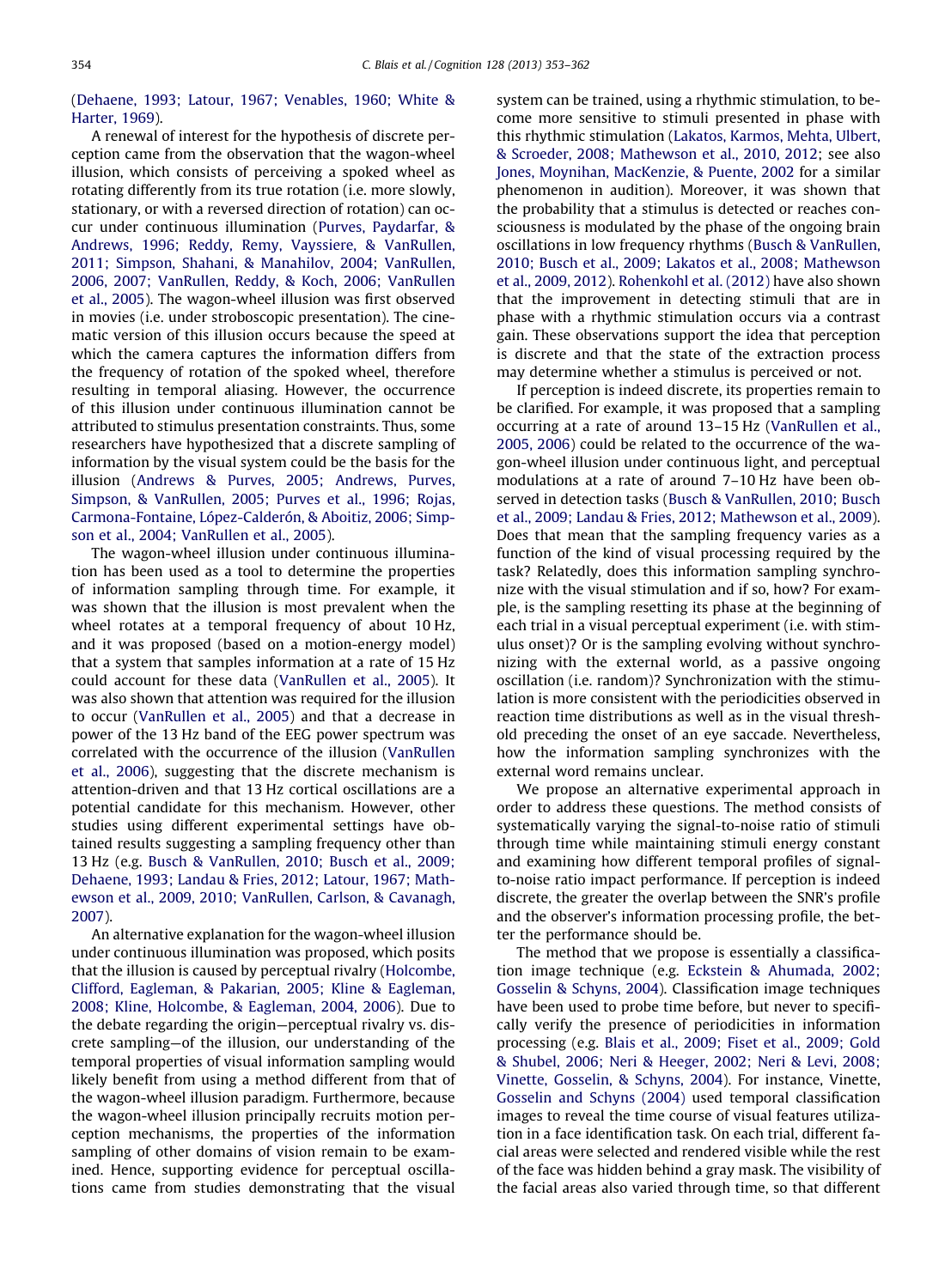(Dehaene, 1993; Latour, 1967; Venables, 1960; White & Harter, 1969).

A renewal of interest for the hypothesis of discrete perception came from the observation that the wagon-wheel illusion, which consists of perceiving a spoked wheel as rotating differently from its true rotation (i.e. more slowly, stationary, or with a reversed direction of rotation) can occur under continuous illumination (Purves, Paydarfar, & Andrews, 1996; Reddy, Remy, Vayssiere, & VanRullen, 2011; Simpson, Shahani, & Manahilov, 2004; VanRullen, 2006, 2007; VanRullen, Reddy, & Koch, 2006; VanRullen et al., 2005). The wagon-wheel illusion was first observed in movies (i.e. under stroboscopic presentation). The cinematic version of this illusion occurs because the speed at which the camera captures the information differs from the frequency of rotation of the spoked wheel, therefore resulting in temporal aliasing. However, the occurrence of this illusion under continuous illumination cannot be attributed to stimulus presentation constraints. Thus, some researchers have hypothesized that a discrete sampling of information by the visual system could be the basis for the illusion (Andrews & Purves, 2005; Andrews, Purves, Simpson, & VanRullen, 2005; Purves et al., 1996; Rojas, Carmona-Fontaine, López-Calderón, & Aboitiz, 2006; Simpson et al., 2004; VanRullen et al., 2005).

The wagon-wheel illusion under continuous illumination has been used as a tool to determine the properties of information sampling through time. For example, it was shown that the illusion is most prevalent when the wheel rotates at a temporal frequency of about 10 Hz, and it was proposed (based on a motion-energy model) that a system that samples information at a rate of 15 Hz could account for these data (VanRullen et al., 2005). It was also shown that attention was required for the illusion to occur (VanRullen et al., 2005) and that a decrease in power of the 13 Hz band of the EEG power spectrum was correlated with the occurrence of the illusion (VanRullen et al., 2006), suggesting that the discrete mechanism is attention-driven and that 13 Hz cortical oscillations are a potential candidate for this mechanism. However, other studies using different experimental settings have obtained results suggesting a sampling frequency other than 13 Hz (e.g. Busch & VanRullen, 2010; Busch et al., 2009; Dehaene, 1993; Landau & Fries, 2012; Latour, 1967; Mathewson et al., 2009, 2010; VanRullen, Carlson, & Cavanagh, 2007).

An alternative explanation for the wagon-wheel illusion under continuous illumination was proposed, which posits that the illusion is caused by perceptual rivalry (Holcombe, Clifford, Eagleman, & Pakarian, 2005; Kline & Eagleman, 2008; Kline, Holcombe, & Eagleman, 2004, 2006). Due to the debate regarding the origin—perceptual rivalry vs. discrete sampling—of the illusion, our understanding of the temporal properties of visual information sampling would likely benefit from using a method different from that of the wagon-wheel illusion paradigm. Furthermore, because the wagon-wheel illusion principally recruits motion perception mechanisms, the properties of the information sampling of other domains of vision remain to be examined. Hence, supporting evidence for perceptual oscillations came from studies demonstrating that the visual system can be trained, using a rhythmic stimulation, to become more sensitive to stimuli presented in phase with this rhythmic stimulation (Lakatos, Karmos, Mehta, Ulbert, & Scroeder, 2008; Mathewson et al., 2010, 2012; see also Jones, Moynihan, MacKenzie, & Puente, 2002 for a similar phenomenon in audition). Moreover, it was shown that the probability that a stimulus is detected or reaches consciousness is modulated by the phase of the ongoing brain oscillations in low frequency rhythms (Busch & VanRullen, 2010; Busch et al., 2009; Lakatos et al., 2008; Mathewson et al., 2009, 2012). Rohenkohl et al. (2012) have also shown that the improvement in detecting stimuli that are in phase with a rhythmic stimulation occurs via a contrast gain. These observations support the idea that perception is discrete and that the state of the extraction process may determine whether a stimulus is perceived or not.

If perception is indeed discrete, its properties remain to be clarified. For example, it was proposed that a sampling occurring at a rate of around 13–15 Hz (VanRullen et al., 2005, 2006) could be related to the occurrence of the wagon-wheel illusion under continuous light, and perceptual modulations at a rate of around 7–10 Hz have been observed in detection tasks (Busch & VanRullen, 2010; Busch et al., 2009; Landau & Fries, 2012; Mathewson et al., 2009). Does that mean that the sampling frequency varies as a function of the kind of visual processing required by the task? Relatedly, does this information sampling synchronize with the visual stimulation and if so, how? For example, is the sampling resetting its phase at the beginning of each trial in a visual perceptual experiment (i.e. with stimulus onset)? Or is the sampling evolving without synchronizing with the external world, as a passive ongoing oscillation (i.e. random)? Synchronization with the stimulation is more consistent with the periodicities observed in reaction time distributions as well as in the visual threshold preceding the onset of an eye saccade. Nevertheless, how the information sampling synchronizes with the external word remains unclear.

We propose an alternative experimental approach in order to address these questions. The method consists of systematically varying the signal-to-noise ratio of stimuli through time while maintaining stimuli energy constant and examining how different temporal profiles of signal-to-noise ratio impact performance. If perception is indeed discrete, the greater the overlap between the SNR's profile and the observer's information processing profile, the better the performance should be.

The method that we propose is essentially a classification image technique (e.g. Eckstein & Ahumada, 2002; Gosselin & Schyns, 2004). Classification image techniques have been used to probe time before, but never to specifically verify the presence of periodicities in information processing (e.g. Blais et al., 2009; Fiset et al., 2009; Gold & Shubel, 2006; Neri & Heeger, 2002; Neri & Levi, 2008; Vinette, Gosselin, & Schyns, 2004). For instance, Vinette, Gosselin and Schyns (2004) used temporal classification images to reveal the time course of visual features utilization in a face identification task. On each trial, different facial areas were selected and rendered visible while the rest of the face was hidden behind a gray mask. The visibility of the facial areas also varied through time, so that different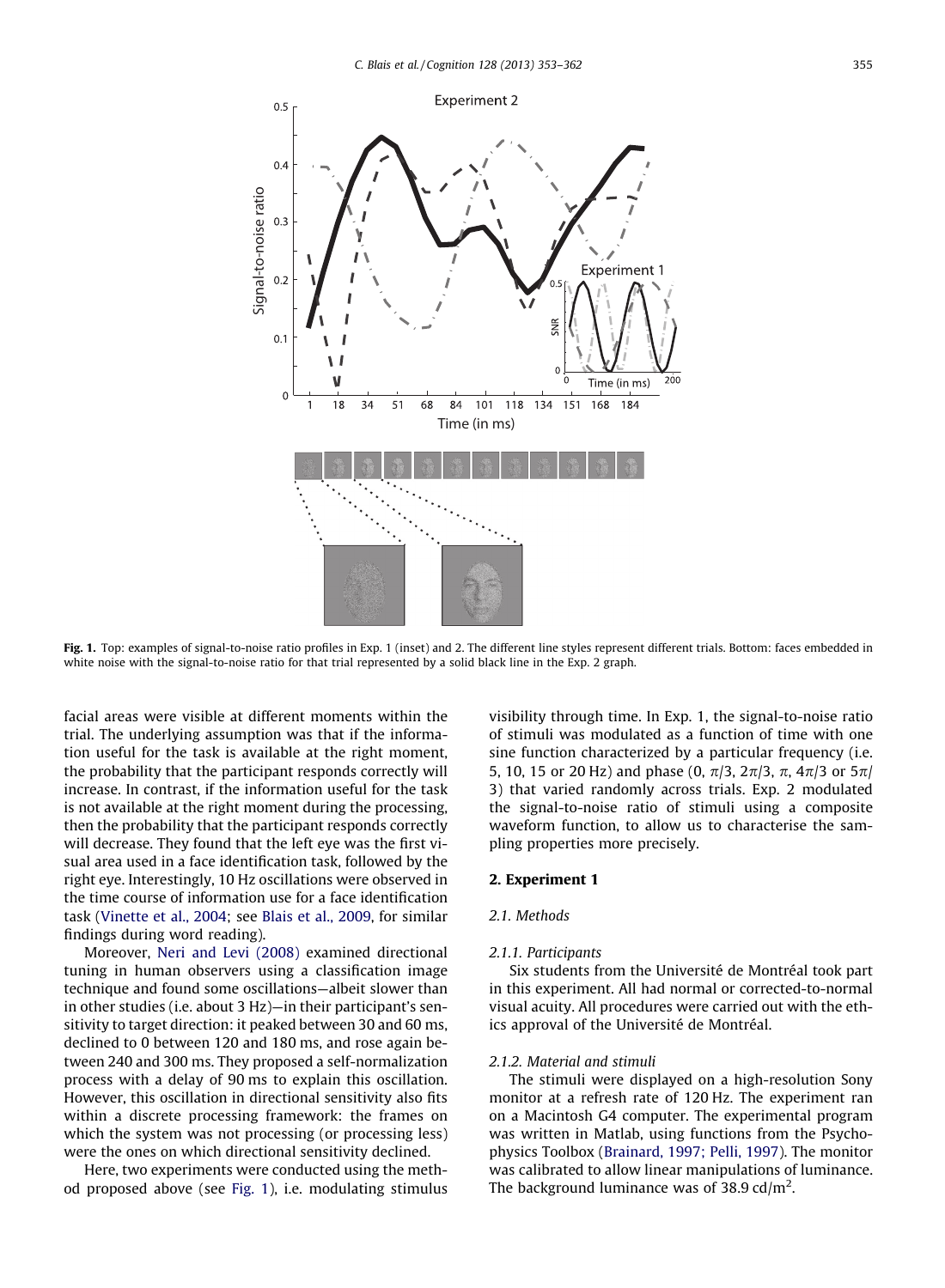**Fig. 1.** Top: examples of signal-to-noise ratio profiles in Exp. 1 (inset) and 2. The different line styles represent different trials. Bottom: faces embedded in white noise with the signal-to-noise ratio for that trial represented by a solid black line in the Exp. 2 graph.

facial areas were visible at different moments within the trial. The underlying assumption was that if the information useful for the task is available at the right moment, the probability that the participant responds correctly will increase. In contrast, if the information useful for the task is not available at the right moment during the processing, then the probability that the participant responds correctly will decrease. They found that the left eye was the first visual area used in a face identification task, followed by the right eye. Interestingly, 10 Hz oscillations were observed in the time course of information use for a face identification task (Vinette et al., 2004; see Blais et al., 2009, for similar findings during word reading).

Moreover, Neri and Levi (2008) examined directional tuning in human observers using a classification image technique and found some oscillations—albeit slower than in other studies (i.e. about 3 Hz)—in their participant's sensitivity to target direction: it peaked between 30 and 60 ms, declined to 0 between 120 and 180 ms, and rose again between 240 and 300 ms. They proposed a self-normalization process with a delay of 90 ms to explain this oscillation. However, this oscillation in directional sensitivity also fits within a discrete processing framework: the frames on which the system was not processing (or processing less) were the ones on which directional sensitivity declined.

Here, two experiments were conducted using the method proposed above (see Fig. 1), i.e. modulating stimulus visibility through time. In Exp. 1, the signal-to-noise ratio of stimuli was modulated as a function of time with one sine function characterized by a particular frequency (i.e. 5, 10, 15 or 20 Hz) and phase (0, $\pi/3$, $2\pi/3$, $\pi$, $4\pi/3$ or $5\pi/3$) that varied randomly across trials. Exp. 2 modulated the signal-to-noise ratio of stimuli using a composite waveform function, to allow us to characterise the sampling properties more precisely.

## 2. Experiment 1

### 2.1. Methods

#### 2.1.1. Participants

Six students from the Université de Montréal took part in this experiment. All had normal or corrected-to-normal visual acuity. All procedures were carried out with the ethics approval of the Université de Montréal.

#### 2.1.2. Material and stimuli

The stimuli were displayed on a high-resolution Sony monitor at a refresh rate of 120 Hz. The experiment ran on a Macintosh G4 computer. The experimental program was written in Matlab, using functions from the Psychophysics Toolbox (Brainard, 1997; Pelli, 1997). The monitor was calibrated to allow linear manipulations of luminance. The background luminance was of 38.9 cd/m$^2$.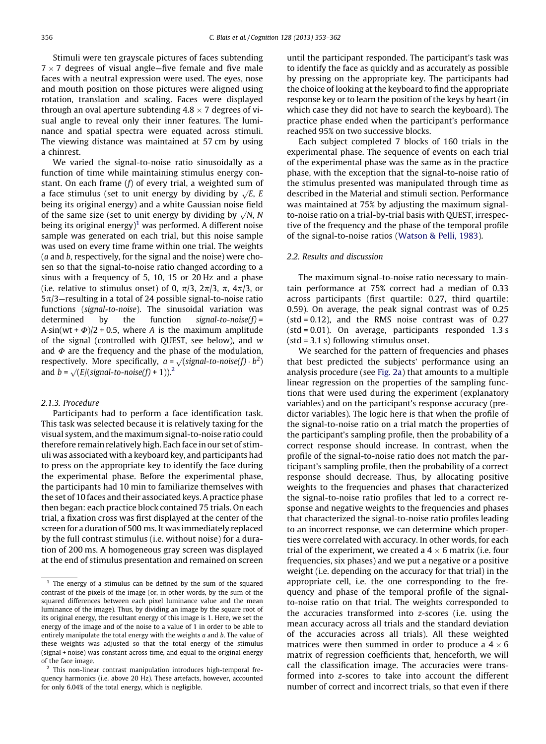Stimuli were ten grayscale pictures of faces subtending $7 \times 7$ degrees of visual angle—five female and five male faces with a neutral expression were used. The eyes, nose and mouth position on those pictures were aligned using rotation, translation and scaling. Faces were displayed through an oval aperture subtending $4.8 \times 7$ degrees of visual angle to reveal only their inner features. The luminance and spatial spectra were equated across stimuli. The viewing distance was maintained at 57 cm by using a chinrest.

We varied the signal-to-noise ratio sinusoidally as a function of time while maintaining stimulus energy constant. On each frame ($f$) of every trial, a weighted sum of a face stimulus (set to unit energy by dividing by $\sqrt{E}$, $E$ being its original energy) and a white Gaussian noise field of the same size (set to unit energy by dividing by $\sqrt{N}$, $N$ being its original energy)[1] was performed. A different noise sample was generated on each trial, but this noise sample was used on every time frame within one trial. The weights ($a$ and $b$, respectively, for the signal and the noise) were chosen so that the signal-to-noise ratio changed according to a sinus with a frequency of 5, 10, 15 or 20 Hz and a phase (i.e. relative to stimulus onset) of 0, $\pi/3$, $2\pi/3$, $\pi$, $4\pi/3$, or $5\pi/3$—resulting in a total of 24 possible signal-to-noise ratio functions (*signal-to-noise*). The sinusoidal variation was determined by the function *signal-to-noise(f)* = $A \cdot \sin(wt + \Phi)/2 + 0.5$, where $A$ is the maximum amplitude of the signal (controlled with QUEST, see below), and $w$ and $\Phi$ are the frequency and the phase of the modulation, respectively. More specifically, $a = \sqrt{(\textit{signal-to-noise}(f) \cdot b^2)}$ and $b = \sqrt{(E/(\textit{signal-to-noise}(f) + 1))}$.[2]

### 2.1.3. Procedure

Participants had to perform a face identification task. This task was selected because it is relatively taxing for the visual system, and the maximum signal-to-noise ratio could therefore remain relatively high. Each face in our set of stimuli was associated with a keyboard key, and participants had to press on the appropriate key to identify the face during the experimental phase. Before the experimental phase, the participants had 10 min to familiarize themselves with the set of 10 faces and their associated keys. A practice phase then began: each practice block contained 75 trials. On each trial, a fixation cross was first displayed at the center of the screen for a duration of 500 ms. It was immediately replaced by the full contrast stimulus (i.e. without noise) for a duration of 200 ms. A homogeneous gray screen was displayed at the end of stimulus presentation and remained on screen until the participant responded. The participant's task was to identify the face as quickly and as accurately as possible by pressing on the appropriate key. The participants had the choice of looking at the keyboard to find the appropriate response key or to learn the position of the keys by heart (in which case they did not have to search the keyboard). The practice phase ended when the participant's performance reached 95% on two successive blocks.

Each subject completed 7 blocks of 160 trials in the experimental phase. The sequence of events on each trial of the experimental phase was the same as in the practice phase, with the exception that the signal-to-noise ratio of the stimulus presented was manipulated through time as described in the Material and stimuli section. Performance was maintained at 75% by adjusting the maximum signal-to-noise ratio on a trial-by-trial basis with QUEST, irrespective of the frequency and the phase of the temporal profile of the signal-to-noise ratios (Watson & Pelli, 1983).

## 2.2. Results and discussion

The maximum signal-to-noise ratio necessary to maintain performance at 75% correct had a median of 0.33 across participants (first quartile: 0.27, third quartile: 0.59). On average, the peak signal contrast was of 0.25 (std = 0.12), and the RMS noise contrast was of 0.27 (std = 0.01). On average, participants responded 1.3 s (std = 3.1 s) following stimulus onset.

We searched for the pattern of frequencies and phases that best predicted the subjects' performance using an analysis procedure (see Fig. 2a) that amounts to a multiple linear regression on the properties of the sampling functions that were used during the experiment (explanatory variables) and on the participant's response accuracy (predictor variables). The logic here is that when the profile of the signal-to-noise ratio on a trial match the properties of the participant's sampling profile, then the probability of a correct response should increase. In contrast, when the profile of the signal-to-noise ratio does not match the participant's sampling profile, then the probability of a correct response should decrease. Thus, by allocating positive weights to the frequencies and phases that characterized the signal-to-noise ratio profiles that led to a correct response and negative weights to the frequencies and phases that characterized the signal-to-noise ratio profiles leading to an incorrect response, we can determine which properties were correlated with accuracy. In other words, for each trial of the experiment, we created a $4 \times 6$ matrix (i.e. four frequencies, six phases) and we put a negative or a positive weight (i.e. depending on the accuracy for that trial) in the appropriate cell, i.e. the one corresponding to the frequency and phase of the temporal profile of the signal-to-noise ratio on that trial. The weights corresponded to the accuracies transformed into *z*-scores (i.e. using the mean accuracy across all trials and the standard deviation of the accuracies across all trials). All these weighted matrices were then summed in order to produce a $4 \times 6$ matrix of regression coefficients that, henceforth, we will call the classification image. The accuracies were transformed into *z*-scores to take into account the different number of correct and incorrect trials, so that even if there

---

[1] The energy of a stimulus can be defined by the sum of the squared contrast of the pixels of the image (or, in other words, by the sum of the squared differences between each pixel luminance value and the mean luminance of the image). Thus, by dividing an image by the square root of its original energy, the resultant energy of this image is 1. Here, we set the energy of the image and of the noise to a value of 1 in order to be able to entirely manipulate the total energy with the weights $a$ and $b$. The value of these weights was adjusted so that the total energy of the stimulus (signal + noise) was constant across time, and equal to the original energy of the face image.

[2] This non-linear contrast manipulation introduces high-temporal frequency harmonics (i.e. above 20 Hz). These artefacts, however, accounted for only 6.04% of the total energy, which is negligible.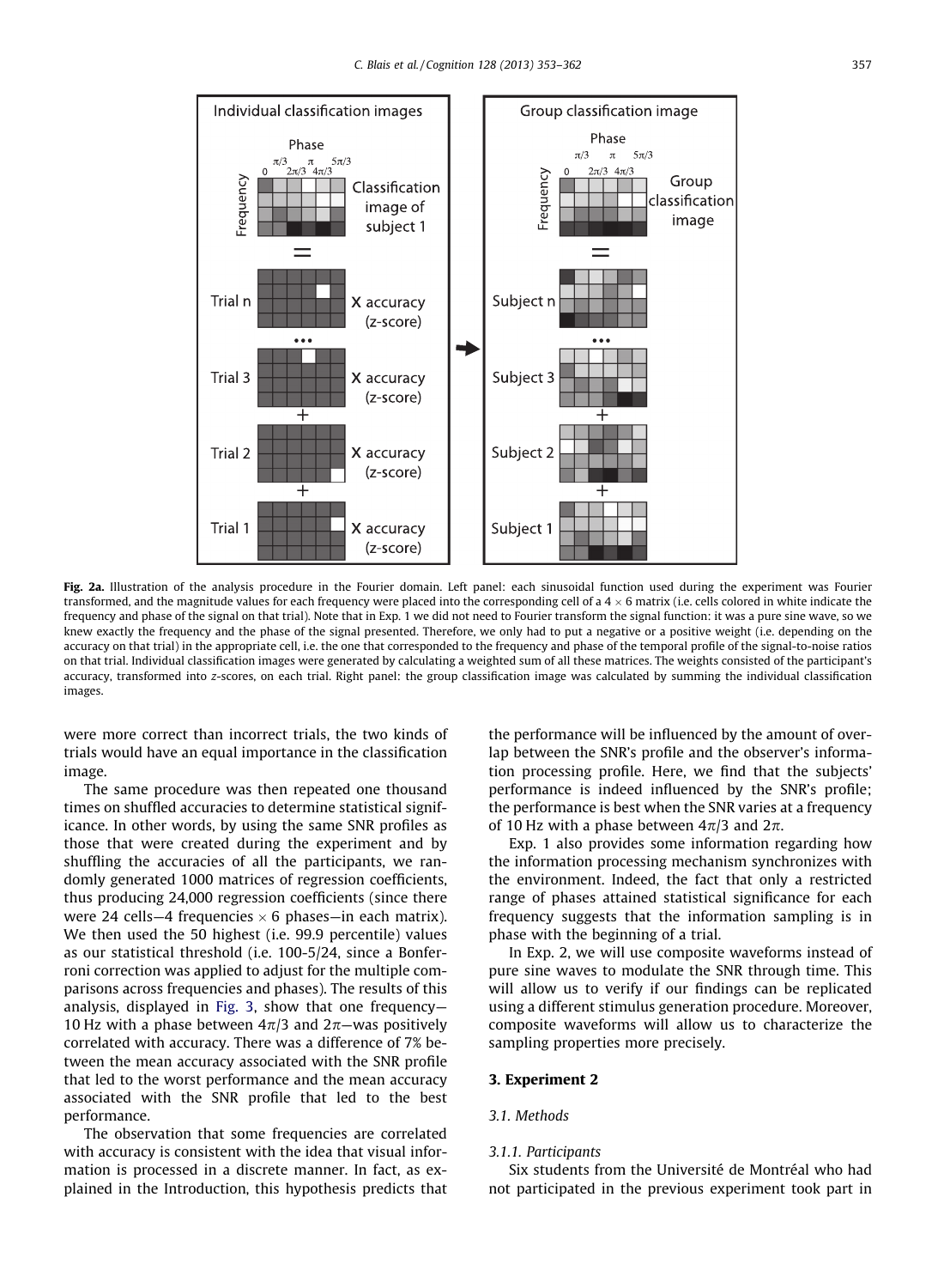Fig. 2a. Illustration of the analysis procedure in the Fourier domain. Left panel: each sinusoidal function used during the experiment was Fourier transformed, and the magnitude values for each frequency were placed into the corresponding cell of a 4 × 6 matrix (i.e. cells colored in white indicate the frequency and phase of the signal on that trial). Note that in Exp. 1 we did not need to Fourier transform the signal function: it was a pure sine wave, so we knew exactly the frequency and the phase of the signal presented. Therefore, we only had to put a negative or a positive weight (i.e. depending on the accuracy on that trial) in the appropriate cell, i.e. the one that corresponded to the frequency and phase of the temporal profile of the signal-to-noise ratios on that trial. Individual classification images were generated by calculating a weighted sum of all these matrices. The weights consisted of the participant's accuracy, transformed into *z*-scores, on each trial. Right panel: the group classification image was calculated by summing the individual classification images.

were more correct than incorrect trials, the two kinds of trials would have an equal importance in the classification image.

The same procedure was then repeated one thousand times on shuffled accuracies to determine statistical significance. In other words, by using the same SNR profiles as those that were created during the experiment and by shuffling the accuracies of all the participants, we randomly generated 1000 matrices of regression coefficients, thus producing 24,000 regression coefficients (since there were 24 cells—4 frequencies × 6 phases—in each matrix). We then used the 50 highest (i.e. 99.9 percentile) values as our statistical threshold (i.e. 100-5/24, since a Bonferroni correction was applied to adjust for the multiple comparisons across frequencies and phases). The results of this analysis, displayed in Fig. 3, show that one frequency—10 Hz with a phase between $4\pi/3$ and $2\pi$—was positively correlated with accuracy. There was a difference of 7% between the mean accuracy associated with the SNR profile that led to the worst performance and the mean accuracy associated with the SNR profile that led to the best performance.

The observation that some frequencies are correlated with accuracy is consistent with the idea that visual information is processed in a discrete manner. In fact, as explained in the Introduction, this hypothesis predicts that the performance will be influenced by the amount of overlap between the SNR's profile and the observer's information processing profile. Here, we find that the subjects' performance is indeed influenced by the SNR's profile; the performance is best when the SNR varies at a frequency of 10 Hz with a phase between $4\pi/3$ and $2\pi$.

Exp. 1 also provides some information regarding how the information processing mechanism synchronizes with the environment. Indeed, the fact that only a restricted range of phases attained statistical significance for each frequency suggests that the information sampling is in phase with the beginning of a trial.

In Exp. 2, we will use composite waveforms instead of pure sine waves to modulate the SNR through time. This will allow us to verify if our findings can be replicated using a different stimulus generation procedure. Moreover, composite waveforms will allow us to characterize the sampling properties more precisely.

## 3. Experiment 2

### 3.1. Methods

#### 3.1.1. Participants

Six students from the Université de Montréal who had not participated in the previous experiment took part in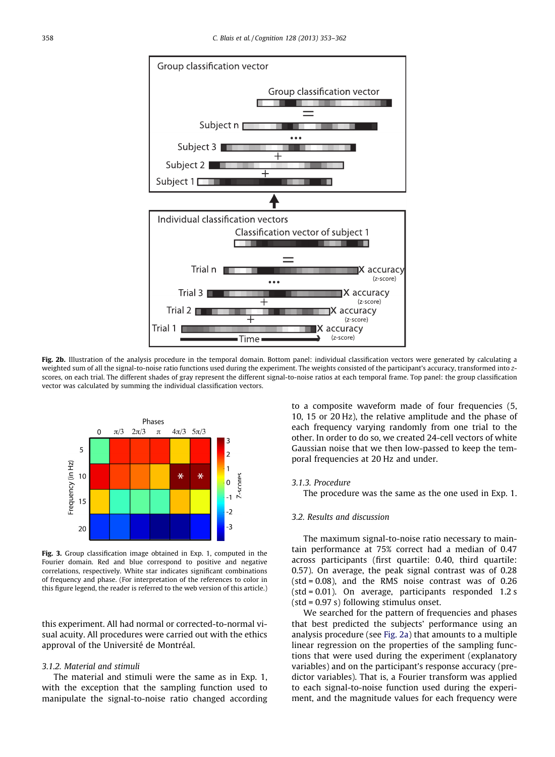**Fig. 2b.** Illustration of the analysis procedure in the temporal domain. Bottom panel: individual classification vectors were generated by calculating a weighted sum of all the signal-to-noise ratio functions used during the experiment. The weights consisted of the participant's accuracy, transformed into z-scores, on each trial. The different shades of gray represent the different signal-to-noise ratios at each temporal frame. Top panel: the group classification vector was calculated by summing the individual classification vectors.

**Fig. 3.** Group classification image obtained in Exp. 1, computed in the Fourier domain. Red and blue correspond to positive and negative correlations, respectively. White star indicates significant combinations of frequency and phase. (For interpretation of the references to color in this figure legend, the reader is referred to the web version of this article.)

this experiment. All had normal or corrected-to-normal visual acuity. All procedures were carried out with the ethics approval of the Université de Montréal.

*3.1.2. Material and stimuli*

The material and stimuli were the same as in Exp. 1, with the exception that the sampling function used to manipulate the signal-to-noise ratio changed according to a composite waveform made of four frequencies (5, 10, 15 or 20 Hz), the relative amplitude and the phase of each frequency varying randomly from one trial to the other. In order to do so, we created 24-cell vectors of white Gaussian noise that we then low-passed to keep the temporal frequencies at 20 Hz and under.

*3.1.3. Procedure*

The procedure was the same as the one used in Exp. 1.

*3.2. Results and discussion*

The maximum signal-to-noise ratio necessary to maintain performance at 75% correct had a median of 0.47 across participants (first quartile: 0.40, third quartile: 0.57). On average, the peak signal contrast was of 0.28 (std = 0.08), and the RMS noise contrast was of 0.26 (std = 0.01). On average, participants responded 1.2 s (std = 0.97 s) following stimulus onset.

We searched for the pattern of frequencies and phases that best predicted the subjects' performance using an analysis procedure (see Fig. 2a) that amounts to a multiple linear regression on the properties of the sampling functions that were used during the experiment (explanatory variables) and on the participant's response accuracy (predictor variables). That is, a Fourier transform was applied to each signal-to-noise function used during the experiment, and the magnitude values for each frequency were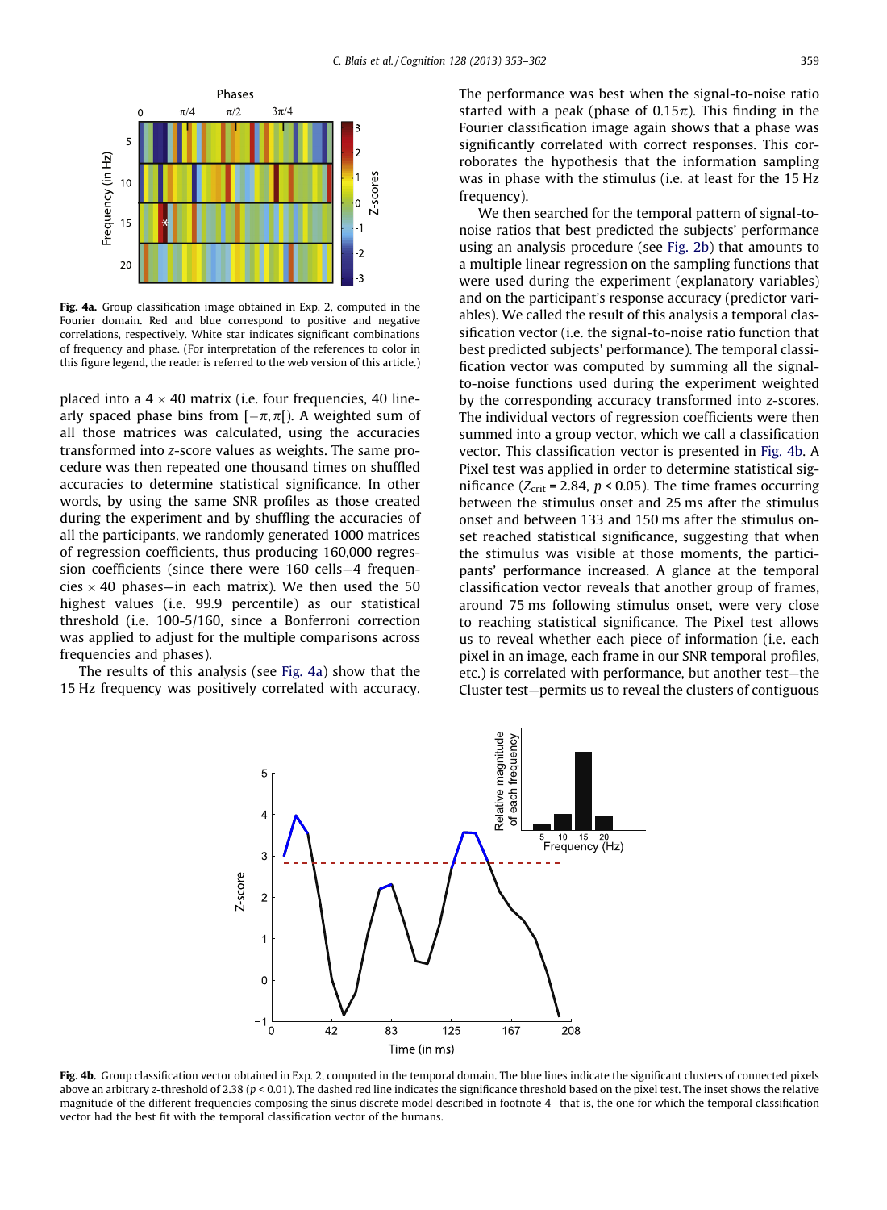Fig. 4a. Group classification image obtained in Exp. 2, computed in the Fourier domain. Red and blue correspond to positive and negative correlations, respectively. White star indicates significant combinations of frequency and phase. (For interpretation of the references to color in this figure legend, the reader is referred to the web version of this article.)

placed into a 4 × 40 matrix (i.e. four frequencies, 40 linearly spaced phase bins from $[-\pi,\pi[$). A weighted sum of all those matrices was calculated, using the accuracies transformed into *z*-score values as weights. The same procedure was then repeated one thousand times on shuffled accuracies to determine statistical significance. In other words, by using the same SNR profiles as those created during the experiment and by shuffling the accuracies of all the participants, we randomly generated 1000 matrices of regression coefficients, thus producing 160,000 regression coefficients (since there were 160 cells—4 frequencies × 40 phases—in each matrix). We then used the 50 highest values (i.e. 99.9 percentile) as our statistical threshold (i.e. 100-5/160, since a Bonferroni correction was applied to adjust for the multiple comparisons across frequencies and phases).

The results of this analysis (see Fig. 4a) show that the 15 Hz frequency was positively correlated with accuracy. The performance was best when the signal-to-noise ratio started with a peak (phase of $0.15\pi$). This finding in the Fourier classification image again shows that a phase was significantly correlated with correct responses. This corroborates the hypothesis that the information sampling was in phase with the stimulus (i.e. at least for the 15 Hz frequency).

We then searched for the temporal pattern of signal-to-noise ratios that best predicted the subjects' performance using an analysis procedure (see Fig. 2b) that amounts to a multiple linear regression on the sampling functions that were used during the experiment (explanatory variables) and on the participant's response accuracy (predictor variables). We called the result of this analysis a temporal classification vector (i.e. the signal-to-noise ratio function that best predicted subjects' performance). The temporal classification vector was computed by summing all the signal-to-noise functions used during the experiment weighted by the corresponding accuracy transformed into *z*-scores. The individual vectors of regression coefficients were then summed into a group vector, which we call a classification vector. This classification vector is presented in Fig. 4b. A Pixel test was applied in order to determine statistical significance ($Z_{crit} = 2.84$, $p < 0.05$). The time frames occurring between the stimulus onset and 25 ms after the stimulus onset and between 133 and 150 ms after the stimulus onset reached statistical significance, suggesting that when the stimulus was visible at those moments, the participants' performance increased. A glance at the temporal classification vector reveals that another group of frames, around 75 ms following stimulus onset, were very close to reaching statistical significance. The Pixel test allows us to reveal whether each piece of information (i.e. each pixel in an image, each frame in our SNR temporal profiles, etc.) is correlated with performance, but another test—the Cluster test—permits us to reveal the clusters of contiguous

Fig. 4b. Group classification vector obtained in Exp. 2, computed in the temporal domain. The blue lines indicate the significant clusters of connected pixels above an arbitrary *z*-threshold of 2.38 ($p < 0.01$). The dashed red line indicates the significance threshold based on the pixel test. The inset shows the relative magnitude of the different frequencies composing the sinus discrete model described in footnote 4—that is, the one for which the temporal classification vector had the best fit with the temporal classification vector of the humans.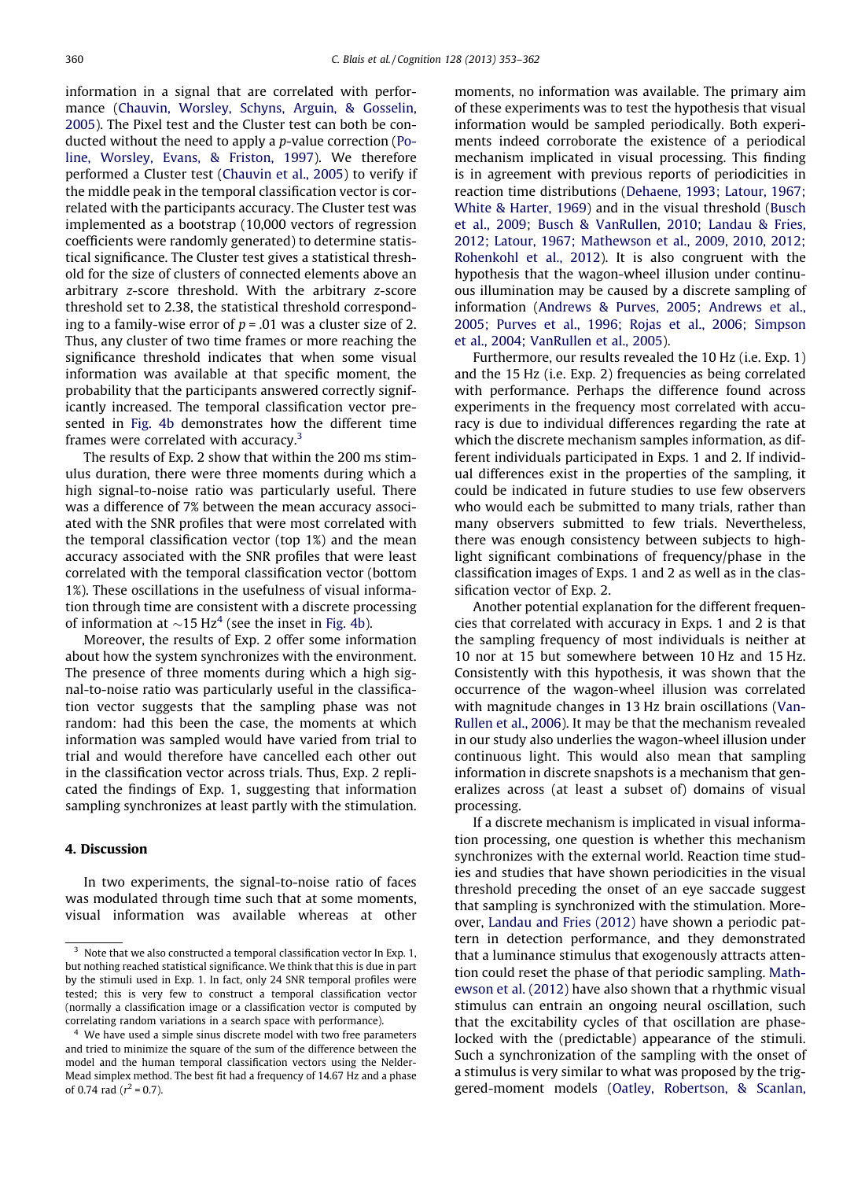information in a signal that are correlated with performance (Chauvin, Worsley, Schyns, Arguin, & Gosselin, 2005). The Pixel test and the Cluster test can both be conducted without the need to apply a p-value correction (Poline, Worsley, Evans, & Friston, 1997). We therefore performed a Cluster test (Chauvin et al., 2005) to verify if the middle peak in the temporal classification vector is correlated with the participants accuracy. The Cluster test was implemented as a bootstrap (10,000 vectors of regression coefficients were randomly generated) to determine statistical significance. The Cluster test gives a statistical threshold for the size of clusters of connected elements above an arbitrary z-score threshold. With the arbitrary z-score threshold set to 2.38, the statistical threshold corresponding to a family-wise error of $p = .01$ was a cluster size of 2. Thus, any cluster of two time frames or more reaching the significance threshold indicates that when some visual information was available at that specific moment, the probability that the participants answered correctly significantly increased. The temporal classification vector presented in Fig. 4b demonstrates how the different time frames were correlated with accuracy.[3]

The results of Exp. 2 show that within the 200 ms stimulus duration, there were three moments during which a high signal-to-noise ratio was particularly useful. There was a difference of 7% between the mean accuracy associated with the SNR profiles that were most correlated with the temporal classification vector (top 1%) and the mean accuracy associated with the SNR profiles that were least correlated with the temporal classification vector (bottom 1%). These oscillations in the usefulness of visual information through time are consistent with a discrete processing of information at ~15 Hz[4] (see the inset in Fig. 4b).

Moreover, the results of Exp. 2 offer some information about how the system synchronizes with the environment. The presence of three moments during which a high signal-to-noise ratio was particularly useful in the classification vector suggests that the sampling phase was not random: had this been the case, the moments at which information was sampled would have varied from trial to trial and would therefore have cancelled each other out in the classification vector across trials. Thus, Exp. 2 replicated the findings of Exp. 1, suggesting that information sampling synchronizes at least partly with the stimulation.

## 4. Discussion

In two experiments, the signal-to-noise ratio of faces was modulated through time such that at some moments, visual information was available whereas at other moments, no information was available. The primary aim of these experiments was to test the hypothesis that visual information would be sampled periodically. Both experiments indeed corroborate the existence of a periodical mechanism implicated in visual processing. This finding is in agreement with previous reports of periodicities in reaction time distributions (Dehaene, 1993; Latour, 1967; White & Harter, 1969) and in the visual threshold (Busch et al., 2009; Busch & VanRullen, 2010; Landau & Fries, 2012; Latour, 1967; Mathewson et al., 2009, 2010, 2012; Rohenkohl et al., 2012). It is also congruent with the hypothesis that the wagon-wheel illusion under continuous illumination may be caused by a discrete sampling of information (Andrews & Purves, 2005; Andrews et al., 2005; Purves et al., 1996; Rojas et al., 2006; Simpson et al., 2004; VanRullen et al., 2005).

Furthermore, our results revealed the 10 Hz (i.e. Exp. 1) and the 15 Hz (i.e. Exp. 2) frequencies as being correlated with performance. Perhaps the difference found across experiments in the frequency most correlated with accuracy is due to individual differences regarding the rate at which the discrete mechanism samples information, as different individuals participated in Exps. 1 and 2. If individual differences exist in the properties of the sampling, it could be indicated in future studies to use few observers who would each be submitted to many trials, rather than many observers submitted to few trials. Nevertheless, there was enough consistency between subjects to highlight significant combinations of frequency/phase in the classification images of Exps. 1 and 2 as well as in the classification vector of Exp. 2.

Another potential explanation for the different frequencies that correlated with accuracy in Exps. 1 and 2 is that the sampling frequency of most individuals is neither at 10 nor at 15 but somewhere between 10 Hz and 15 Hz. Consistently with this hypothesis, it was shown that the occurrence of the wagon-wheel illusion was correlated with magnitude changes in 13 Hz brain oscillations (VanRullen et al., 2006). It may be that the mechanism revealed in our study also underlies the wagon-wheel illusion under continuous light. This would also mean that sampling information in discrete snapshots is a mechanism that generalizes across (at least a subset of) domains of visual processing.

If a discrete mechanism is implicated in visual information processing, one question is whether this mechanism synchronizes with the external world. Reaction time studies and studies that have shown periodicities in the visual threshold preceding the onset of an eye saccade suggest that sampling is synchronized with the stimulation. Moreover, Landau and Fries (2012) have shown a periodic pattern in detection performance, and they demonstrated that a luminance stimulus that exogenously attracts attention could reset the phase of that periodic sampling. Mathewson et al. (2012) have also shown that a rhythmic visual stimulus can entrain an ongoing neural oscillation, such that the excitability cycles of that oscillation are phase-locked with the (predictable) appearance of the stimuli. Such a synchronization of the sampling with the onset of a stimulus is very similar to what was proposed by the triggered-moment models (Oatley, Robertson, & Scanlan,

[3] Note that we also constructed a temporal classification vector In Exp. 1, but nothing reached statistical significance. We think that this is due in part by the stimuli used in Exp. 1. In fact, only 24 SNR temporal profiles were tested; this is very few to construct a temporal classification vector (normally a classification image or a classification vector is computed by correlating random variations in a search space with performance).

[4] We have used a simple sinus discrete model with two free parameters and tried to minimize the square of the sum of the difference between the model and the human temporal classification vectors using the Nelder-Mead simplex method. The best fit had a frequency of 14.67 Hz and a phase of 0.74 rad ($r^2 = 0.7$).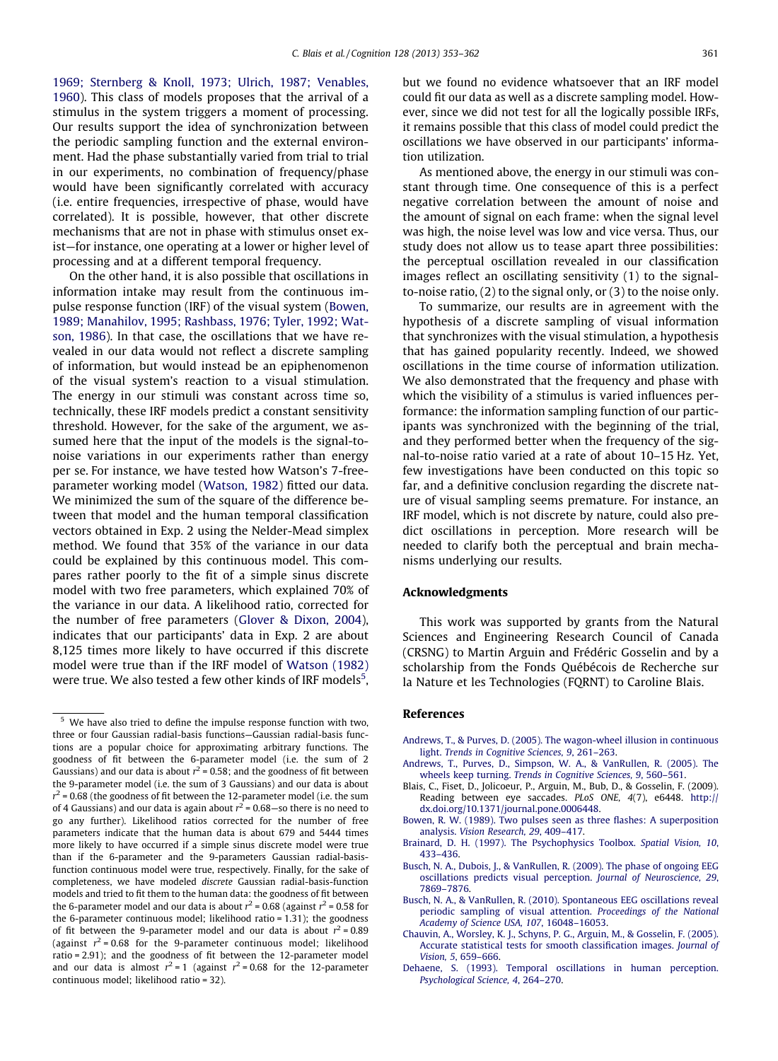1969; Sternberg & Knoll, 1973; Ulrich, 1987; Venables, 1960). This class of models proposes that the arrival of a stimulus in the system triggers a moment of processing. Our results support the idea of synchronization between the periodic sampling function and the external environment. Had the phase substantially varied from trial to trial in our experiments, no combination of frequency/phase would have been significantly correlated with accuracy (i.e. entire frequencies, irrespective of phase, would have correlated). It is possible, however, that other discrete mechanisms that are not in phase with stimulus onset exist—for instance, one operating at a lower or higher level of processing and at a different temporal frequency.

On the other hand, it is also possible that oscillations in information intake may result from the continuous impulse response function (IRF) of the visual system (Bowen, 1989; Manahilov, 1995; Rashbass, 1976; Tyler, 1992; Watson, 1986). In that case, the oscillations that we have revealed in our data would not reflect a discrete sampling of information, but would instead be an epiphenomenon of the visual system's reaction to a visual stimulation. The energy in our stimuli was constant across time so, technically, these IRF models predict a constant sensitivity threshold. However, for the sake of the argument, we assumed here that the input of the models is the signal-to-noise variations in our experiments rather than energy per se. For instance, we have tested how Watson's 7-free-parameter working model (Watson, 1982) fitted our data. We minimized the sum of the square of the difference between that model and the human temporal classification vectors obtained in Exp. 2 using the Nelder-Mead simplex method. We found that 35% of the variance in our data could be explained by this continuous model. This compares rather poorly to the fit of a simple sinus discrete model with two free parameters, which explained 70% of the variance in our data. A likelihood ratio, corrected for the number of free parameters (Glover & Dixon, 2004), indicates that our participants' data in Exp. 2 are about 8,125 times more likely to have occurred if this discrete model were true than if the IRF model of Watson (1982) were true. We also tested a few other kinds of IRF models[5], but we found no evidence whatsoever that an IRF model could fit our data as well as a discrete sampling model. However, since we did not test for all the logically possible IRFs, it remains possible that this class of model could predict the oscillations we have observed in our participants' information utilization.

As mentioned above, the energy in our stimuli was constant through time. One consequence of this is a perfect negative correlation between the amount of noise and the amount of signal on each frame: when the signal level was high, the noise level was low and vice versa. Thus, our study does not allow us to tease apart three possibilities: the perceptual oscillation revealed in our classification images reflect an oscillating sensitivity (1) to the signal-to-noise ratio, (2) to the signal only, or (3) to the noise only.

To summarize, our results are in agreement with the hypothesis of a discrete sampling of visual information that synchronizes with the visual stimulation, a hypothesis that has gained popularity recently. Indeed, we showed oscillations in the time course of information utilization. We also demonstrated that the frequency and phase with which the visibility of a stimulus is varied influences performance: the information sampling function of our participants was synchronized with the beginning of the trial, and they performed better when the frequency of the signal-to-noise ratio varied at a rate of about 10–15 Hz. Yet, few investigations have been conducted on this topic so far, and a definitive conclusion regarding the discrete nature of visual sampling seems premature. For instance, an IRF model, which is not discrete by nature, could also predict oscillations in perception. More research will be needed to clarify both the perceptual and brain mechanisms underlying our results.

## Acknowledgments

This work was supported by grants from the Natural Sciences and Engineering Research Council of Canada (CRSNG) to Martin Arguin and Frédéric Gosselin and by a scholarship from the Fonds Québécois de Recherche sur la Nature et les Technologies (FQRNT) to Caroline Blais.

## References

Andrews, T., & Purves, D. (2005). The wagon-wheel illusion in continuous light. *Trends in Cognitive Sciences, 9*, 261–263.

Andrews, T., Purves, D., Simpson, W. A., & VanRullen, R. (2005). The wheels keep turning. *Trends in Cognitive Sciences, 9*, 560–561.

Blais, C., Fiset, D., Jolicoeur, P., Arguin, M., Bub, D., & Gosselin, F. (2009). Reading between eye saccades. *PLoS ONE, 4*(7), e6448. http://dx.doi.org/10.1371/journal.pone.0006448.

Bowen, R. W. (1989). Two pulses seen as three flashes: A superposition analysis. *Vision Research, 29*, 409–417.

Brainard, D. H. (1997). The Psychophysics Toolbox. *Spatial Vision, 10*, 433–436.

Busch, N. A., Dubois, J., & VanRullen, R. (2009). The phase of ongoing EEG oscillations predicts visual perception. *Journal of Neuroscience, 29*, 7869–7876.

Busch, N. A., & VanRullen, R. (2010). Spontaneous EEG oscillations reveal periodic sampling of visual attention. *Proceedings of the National Academy of Science USA, 107*, 16048–16053.

Chauvin, A., Worsley, K. J., Schyns, P. G., Arguin, M., & Gosselin, F. (2005). Accurate statistical tests for smooth classification images. *Journal of Vision, 5*, 659–666.

Dehaene, S. (1993). Temporal oscillations in human perception. *Psychological Science, 4*, 264–270.

---

[5] We have also tried to define the impulse response function with two, three or four Gaussian radial-basis functions—Gaussian radial-basis functions are a popular choice for approximating arbitrary functions. The goodness of fit between the 6-parameter model (i.e. the sum of 2 Gaussians) and our data is about $r^2 = 0.58$; and the goodness of fit between the 9-parameter model (i.e. the sum of 3 Gaussians) and our data is about $r^2 = 0.68$ (the goodness of fit between the 12-parameter model (i.e. the sum of 4 Gaussians) and our data is again about $r^2 = 0.68$—so there is no need to go any further). Likelihood ratios corrected for the number of free parameters indicate that the human data is about 679 and 5444 times more likely to have occurred if a simple sinus discrete model were true than if the 6-parameter and the 9-parameters Gaussian radial-basis-function continuous model were true, respectively. Finally, for the sake of completeness, we have modeled *discrete* Gaussian radial-basis-function models and tried to fit them to the human data: the goodness of fit between the 6-parameter model and our data is about $r^2 = 0.68$ (against $r^2 = 0.58$ for the 6-parameter continuous model; likelihood ratio = 1.31); the goodness of fit between the 9-parameter model and our data is about $r^2 = 0.89$ (against $r^2 = 0.68$ for the 9-parameter continuous model; likelihood ratio = 2.91); and the goodness of fit between the 12-parameter model and our data is almost $r^2 = 1$ (against $r^2 = 0.68$ for the 12-parameter continuous model; likelihood ratio = 32).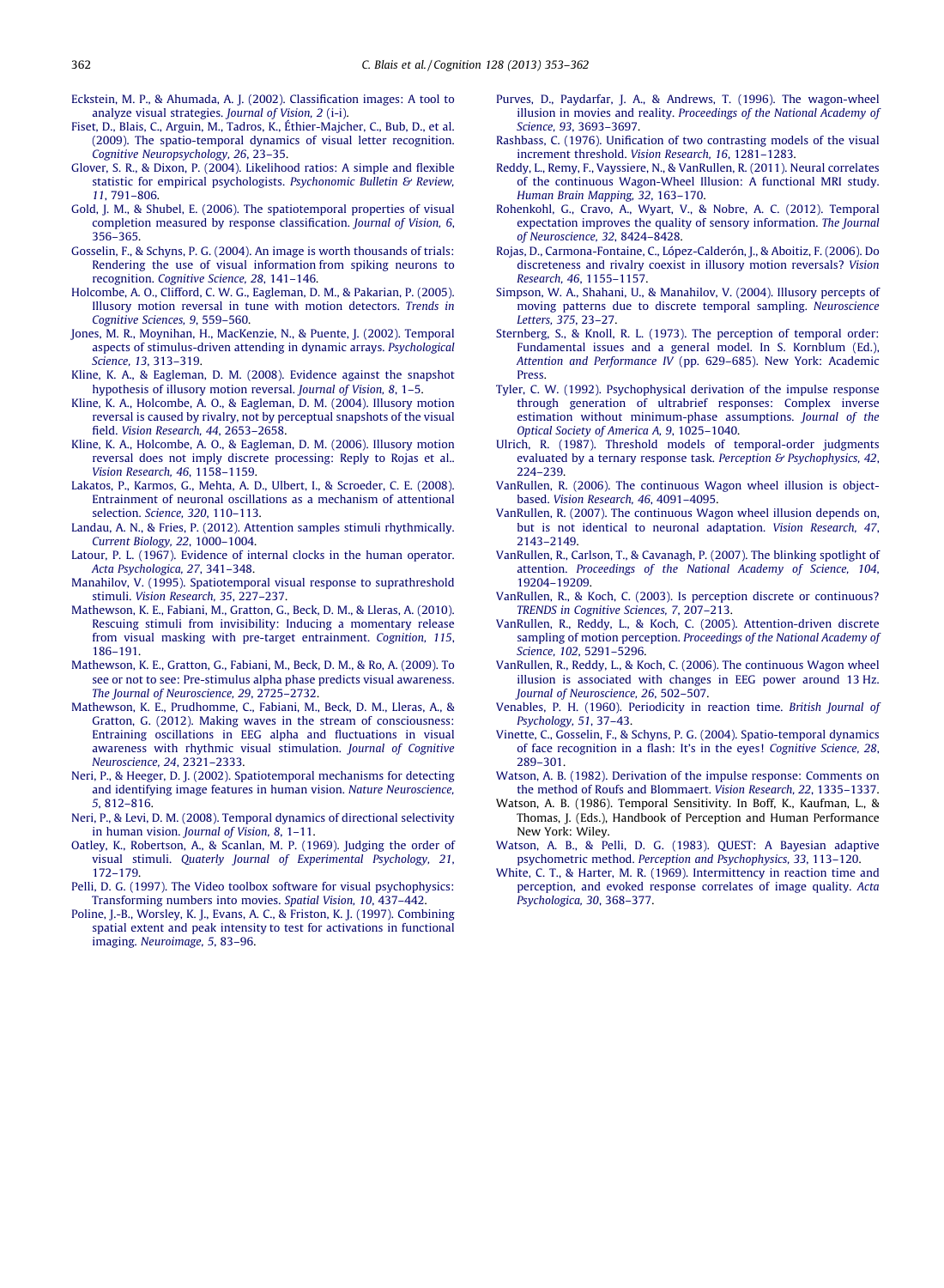Eckstein, M. P., & Ahumada, A. J. (2002). Classification images: A tool to analyze visual strategies. *Journal of Vision, 2* (i-i).

Fiset, D., Blais, C., Arguin, M., Tadros, K., Éthier-Majcher, C., Bub, D., et al. (2009). The spatio-temporal dynamics of visual letter recognition. *Cognitive Neuropsychology, 26*, 23–35.

Glover, S. R., & Dixon, P. (2004). Likelihood ratios: A simple and flexible statistic for empirical psychologists. *Psychonomic Bulletin & Review, 11*, 791–806.

Gold, J. M., & Shubel, E. (2006). The spatiotemporal properties of visual completion measured by response classification. *Journal of Vision, 6*, 356–365.

Gosselin, F., & Schyns, P. G. (2004). An image is worth thousands of trials: Rendering the use of visual information from spiking neurons to recognition. *Cognitive Science, 28*, 141–146.

Holcombe, A. O., Clifford, C. W. G., Eagleman, D. M., & Pakarian, P. (2005). Illusory motion reversal in tune with motion detectors. *Trends in Cognitive Sciences, 9*, 559–560.

Jones, M. R., Moynihan, H., MacKenzie, N., & Puente, J. (2002). Temporal aspects of stimulus-driven attending in dynamic arrays. *Psychological Science, 13*, 313–319.

Kline, K. A., & Eagleman, D. M. (2008). Evidence against the snapshot hypothesis of illusory motion reversal. *Journal of Vision, 8*, 1–5.

Kline, K. A., Holcombe, A. O., & Eagleman, D. M. (2004). Illusory motion reversal is caused by rivalry, not by perceptual snapshots of the visual field. *Vision Research, 44*, 2653–2658.

Kline, K. A., Holcombe, A. O., & Eagleman, D. M. (2006). Illusory motion reversal does not imply discrete processing: Reply to Rojas et al.. *Vision Research, 46*, 1158–1159.

Lakatos, P., Karmos, G., Mehta, A. D., Ulbert, I., & Scroeder, C. E. (2008). Entrainment of neuronal oscillations as a mechanism of attentional selection. *Science, 320*, 110–113.

Landau, A. N., & Fries, P. (2012). Attention samples stimuli rhythmically. *Current Biology, 22*, 1000–1004.

Latour, P. L. (1967). Evidence of internal clocks in the human operator. *Acta Psychologica, 27*, 341–348.

Manahilov, V. (1995). Spatiotemporal visual response to suprathreshold stimuli. *Vision Research, 35*, 227–237.

Mathewson, K. E., Fabiani, M., Gratton, G., Beck, D. M., & Lleras, A. (2010). Rescuing stimuli from invisibility: Inducing a momentary release from visual masking with pre-target entrainment. *Cognition, 115*, 186–191.

Mathewson, K. E., Gratton, G., Fabiani, M., Beck, D. M., & Ro, A. (2009). To see or not to see: Pre-stimulus alpha phase predicts visual awareness. *The Journal of Neuroscience, 29*, 2725–2732.

Mathewson, K. E., Prudhomme, C., Fabiani, M., Beck, D. M., Lleras, A., & Gratton, G. (2012). Making waves in the stream of consciousness: Entraining oscillations in EEG alpha and fluctuations in visual awareness with rhythmic visual stimulation. *Journal of Cognitive Neuroscience, 24*, 2321–2333.

Neri, P., & Heeger, D. J. (2002). Spatiotemporal mechanisms for detecting and identifying image features in human vision. *Nature Neuroscience, 5*, 812–816.

Neri, P., & Levi, D. M. (2008). Temporal dynamics of directional selectivity in human vision. *Journal of Vision, 8*, 1–11.

Oatley, K., Robertson, A., & Scanlan, M. P. (1969). Judging the order of visual stimuli. *Quaterly Journal of Experimental Psychology, 21*, 172–179.

Pelli, D. G. (1997). The Video toolbox software for visual psychophysics: Transforming numbers into movies. *Spatial Vision, 10*, 437–442.

Poline, J.-B., Worsley, K. J., Evans, A. C., & Friston, K. J. (1997). Combining spatial extent and peak intensity to test for activations in functional imaging. *Neuroimage, 5*, 83–96.

Purves, D., Paydarfar, J. A., & Andrews, T. (1996). The wagon-wheel illusion in movies and reality. *Proceedings of the National Academy of Science, 93*, 3693–3697.

Rashbass, C. (1976). Unification of two contrasting models of the visual increment threshold. *Vision Research, 16*, 1281–1283.

Reddy, L., Remy, F., Vayssiere, N., & VanRullen, R. (2011). Neural correlates of the continuous Wagon-Wheel Illusion: A functional MRI study. *Human Brain Mapping, 32*, 163–170.

Rohenkohl, G., Cravo, A., Wyart, V., & Nobre, A. C. (2012). Temporal expectation improves the quality of sensory information. *The Journal of Neuroscience, 32*, 8424–8428.

Rojas, D., Carmona-Fontaine, C., López-Calderón, J., & Aboitiz, F. (2006). Do discreteness and rivalry coexist in illusory motion reversals? *Vision Research, 46*, 1155–1157.

Simpson, W. A., Shahani, U., & Manahilov, V. (2004). Illusory percepts of moving patterns due to discrete temporal sampling. *Neuroscience Letters, 375*, 23–27.

Sternberg, S., & Knoll, R. L. (1973). The perception of temporal order: Fundamental issues and a general model. In S. Kornblum (Ed.), *Attention and Performance IV* (pp. 629–685). New York: Academic Press.

Tyler, C. W. (1992). Psychophysical derivation of the impulse response through generation of ultrabrief responses: Complex inverse estimation without minimum-phase assumptions. *Journal of the Optical Society of America A, 9*, 1025–1040.

Ulrich, R. (1987). Threshold models of temporal-order judgments evaluated by a ternary response task. *Perception & Psychophysics, 42*, 224–239.

VanRullen, R. (2006). The continuous Wagon wheel illusion is object-based. *Vision Research, 46*, 4091–4095.

VanRullen, R. (2007). The continuous Wagon wheel illusion depends on, but is not identical to neuronal adaptation. *Vision Research, 47*, 2143–2149.

VanRullen, R., Carlson, T., & Cavanagh, P. (2007). The blinking spotlight of attention. *Proceedings of the National Academy of Science, 104*, 19204–19209.

VanRullen, R., & Koch, C. (2003). Is perception discrete or continuous? *TRENDS in Cognitive Sciences, 7*, 207–213.

VanRullen, R., Reddy, L., & Koch, C. (2005). Attention-driven discrete sampling of motion perception. *Proceedings of the National Academy of Science, 102*, 5291–5296.

VanRullen, R., Reddy, L., & Koch, C. (2006). The continuous Wagon wheel illusion is associated with changes in EEG power around 13 Hz. *Journal of Neuroscience, 26*, 502–507.

Venables, P. H. (1960). Periodicity in reaction time. *British Journal of Psychology, 51*, 37–43.

Vinette, C., Gosselin, F., & Schyns, P. G. (2004). Spatio-temporal dynamics of face recognition in a flash: It's in the eyes! *Cognitive Science, 28*, 289–301.

Watson, A. B. (1982). Derivation of the impulse response: Comments on the method of Roufs and Blommaert. *Vision Research, 22*, 1335–1337.

Watson, A. B. (1986). Temporal Sensitivity. In Boff, K., Kaufman, L., & Thomas, J. (Eds.), Handbook of Perception and Human Performance New York: Wiley.

Watson, A. B., & Pelli, D. G. (1983). QUEST: A Bayesian adaptive psychometric method. *Perception and Psychophysics, 33*, 113–120.

White, C. T., & Harter, M. R. (1969). Intermittency in reaction time and perception, and evoked response correlates of image quality. *Acta Psychologica, 30*, 368–377.